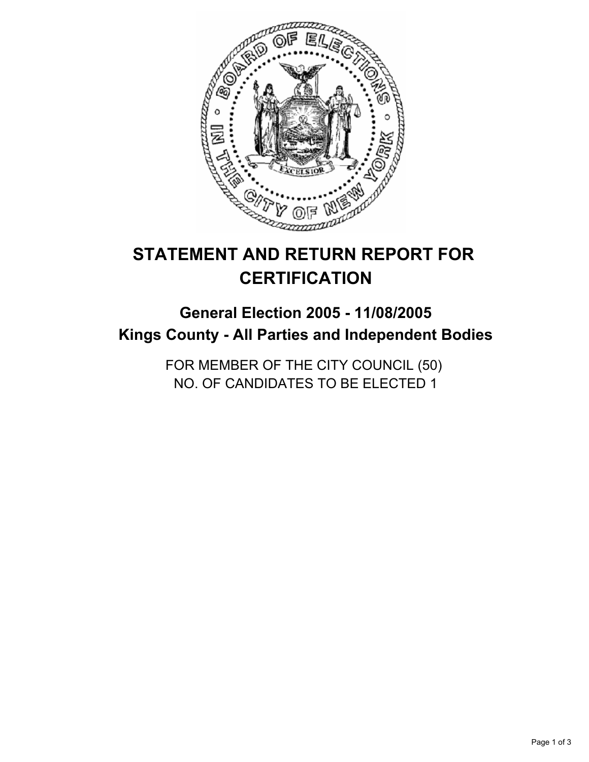# STATEMENT AND RETURN REPORT FOR CERTIFICATION

## General Election 2005 - 11/08/2005
## Kings County - All Parties and Independent Bodies

FOR MEMBER OF THE CITY COUNCIL (50)
NO. OF CANDIDATES TO BE ELECTED 1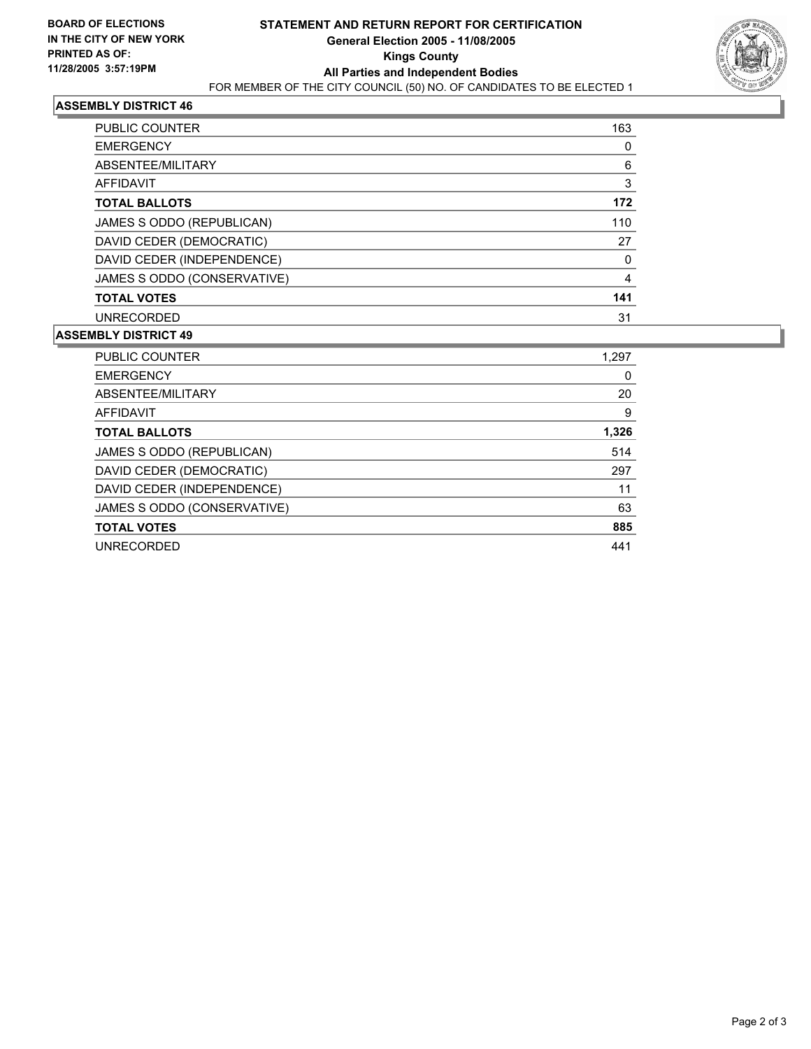**BOARD OF ELECTIONS IN THE CITY OF NEW YORK PRINTED AS OF: 11/28/2005 3:57:19PM**

# STATEMENT AND RETURN REPORT FOR CERTIFICATION

**General Election 2005 - 11/08/2005**

**Kings County**

**All Parties and Independent Bodies**

FOR MEMBER OF THE CITY COUNCIL (50) NO. OF CANDIDATES TO BE ELECTED 1

## ASSEMBLY DISTRICT 46

| | |
|---|---|
| PUBLIC COUNTER | 163 |
| EMERGENCY | 0 |
| ABSENTEE/MILITARY | 6 |
| AFFIDAVIT | 3 |
| **TOTAL BALLOTS** | **172** |
| JAMES S ODDO (REPUBLICAN) | 110 |
| DAVID CEDER (DEMOCRATIC) | 27 |
| DAVID CEDER (INDEPENDENCE) | 0 |
| JAMES S ODDO (CONSERVATIVE) | 4 |
| **TOTAL VOTES** | **141** |
| UNRECORDED | 31 |

## ASSEMBLY DISTRICT 49

| | |
|---|---|
| PUBLIC COUNTER | 1,297 |
| EMERGENCY | 0 |
| ABSENTEE/MILITARY | 20 |
| AFFIDAVIT | 9 |
| **TOTAL BALLOTS** | **1,326** |
| JAMES S ODDO (REPUBLICAN) | 514 |
| DAVID CEDER (DEMOCRATIC) | 297 |
| DAVID CEDER (INDEPENDENCE) | 11 |
| JAMES S ODDO (CONSERVATIVE) | 63 |
| **TOTAL VOTES** | **885** |
| UNRECORDED | 441 |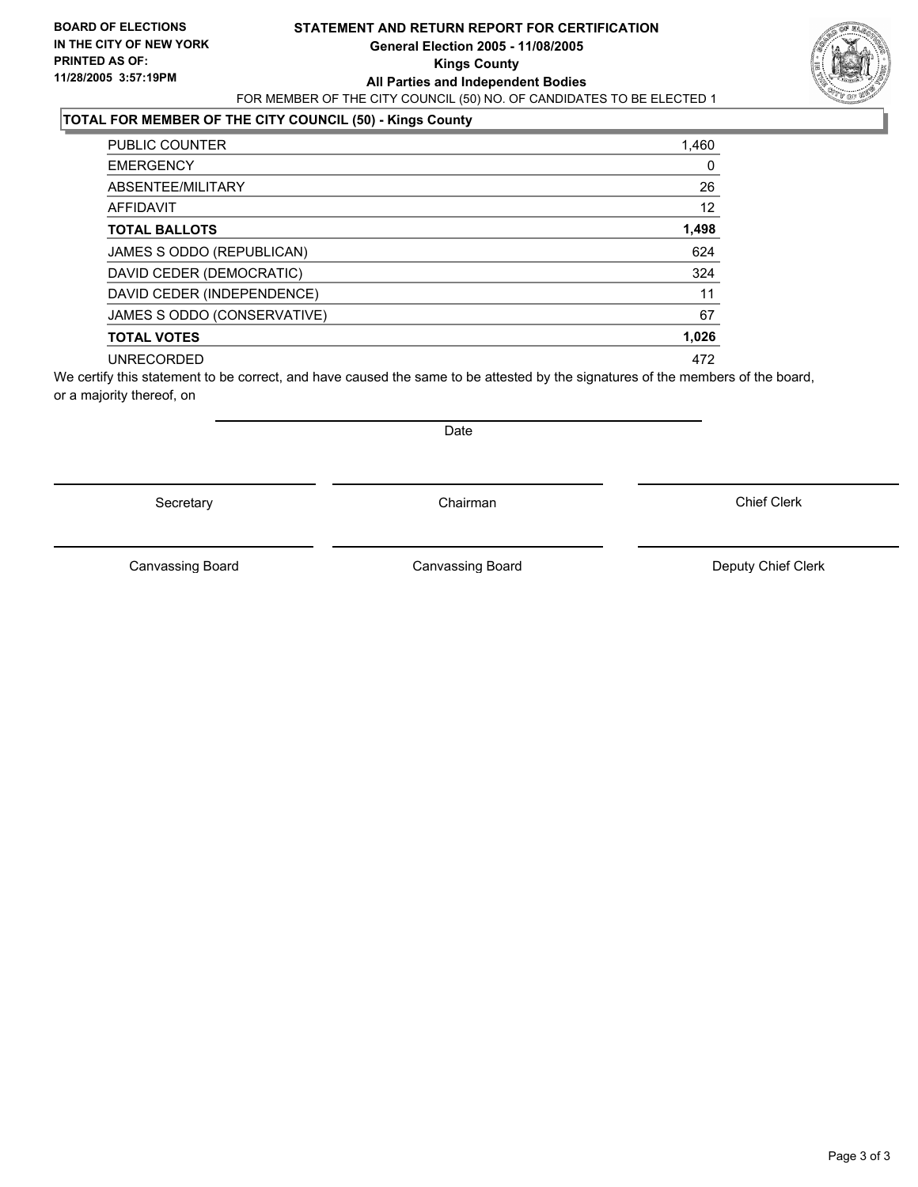**BOARD OF ELECTIONS IN THE CITY OF NEW YORK PRINTED AS OF: 11/28/2005 3:57:19PM**

**STATEMENT AND RETURN REPORT FOR CERTIFICATION**
**General Election 2005 - 11/08/2005**
**Kings County**
**All Parties and Independent Bodies**
FOR MEMBER OF THE CITY COUNCIL (50) NO. OF CANDIDATES TO BE ELECTED 1

## TOTAL FOR MEMBER OF THE CITY COUNCIL (50) - Kings County

| | |
|---|---|
| PUBLIC COUNTER | 1,460 |
| EMERGENCY | 0 |
| ABSENTEE/MILITARY | 26 |
| AFFIDAVIT | 12 |
| **TOTAL BALLOTS** | **1,498** |
| JAMES S ODDO (REPUBLICAN) | 624 |
| DAVID CEDER (DEMOCRATIC) | 324 |
| DAVID CEDER (INDEPENDENCE) | 11 |
| JAMES S ODDO (CONSERVATIVE) | 67 |
| **TOTAL VOTES** | **1,026** |
| UNRECORDED | 472 |

We certify this statement to be correct, and have caused the same to be attested by the signatures of the members of the board, or a majority thereof, on

Date

Secretary | Chairman | Chief Clerk

Canvassing Board | Canvassing Board | Deputy Chief Clerk